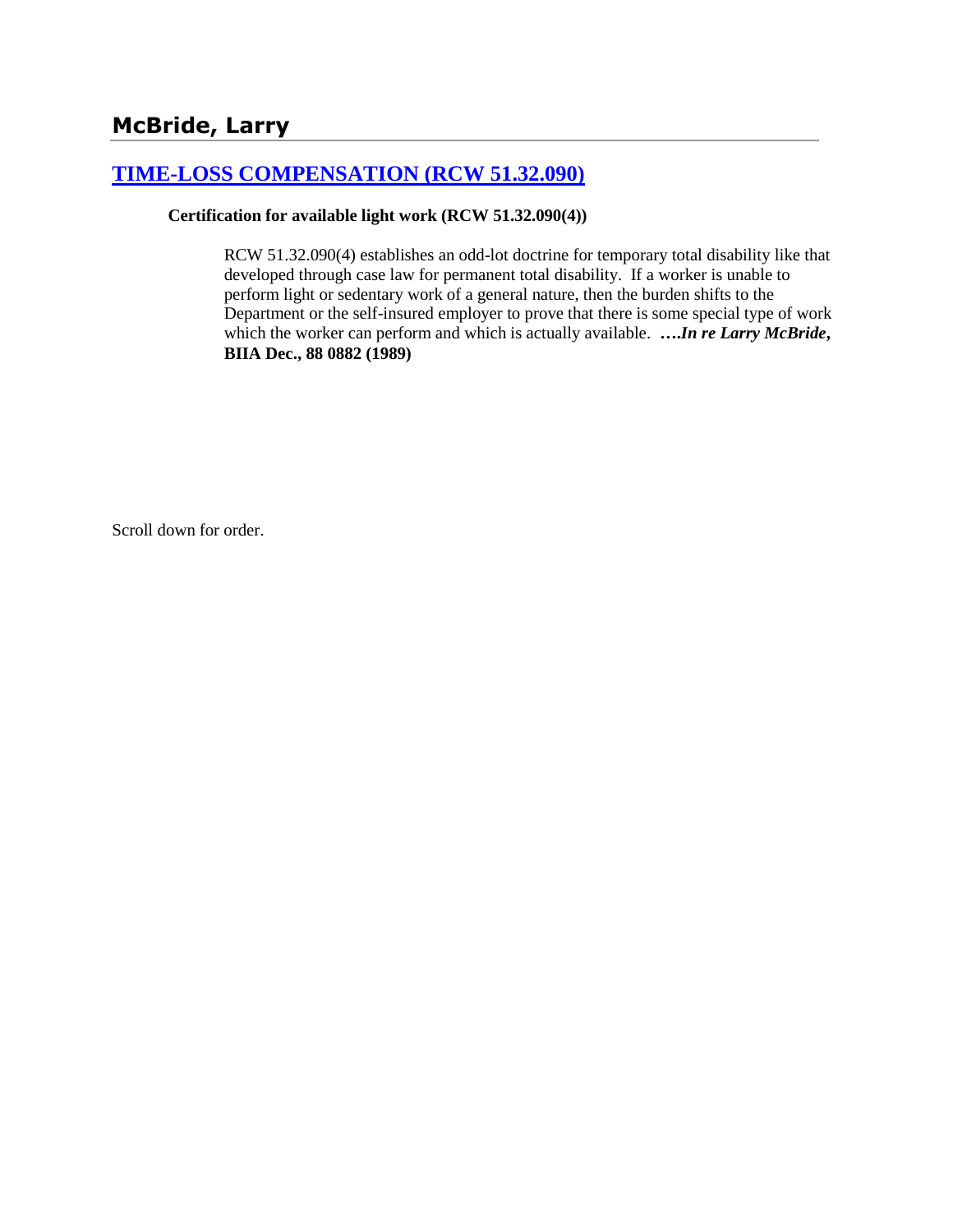## McBride, Larry

### [TIME-LOSS COMPENSATION (RCW 51.32.090)]

**Certification for available light work (RCW 51.32.090(4))**

RCW 51.32.090(4) establishes an odd-lot doctrine for temporary total disability like that developed through case law for permanent total disability. If a worker is unable to perform light or sedentary work of a general nature, then the burden shifts to the Department or the self-insured employer to prove that there is some special type of work which the worker can perform and which is actually available. ***….In re Larry McBride*, BIIA Dec., 88 0882 (1989)**

Scroll down for order.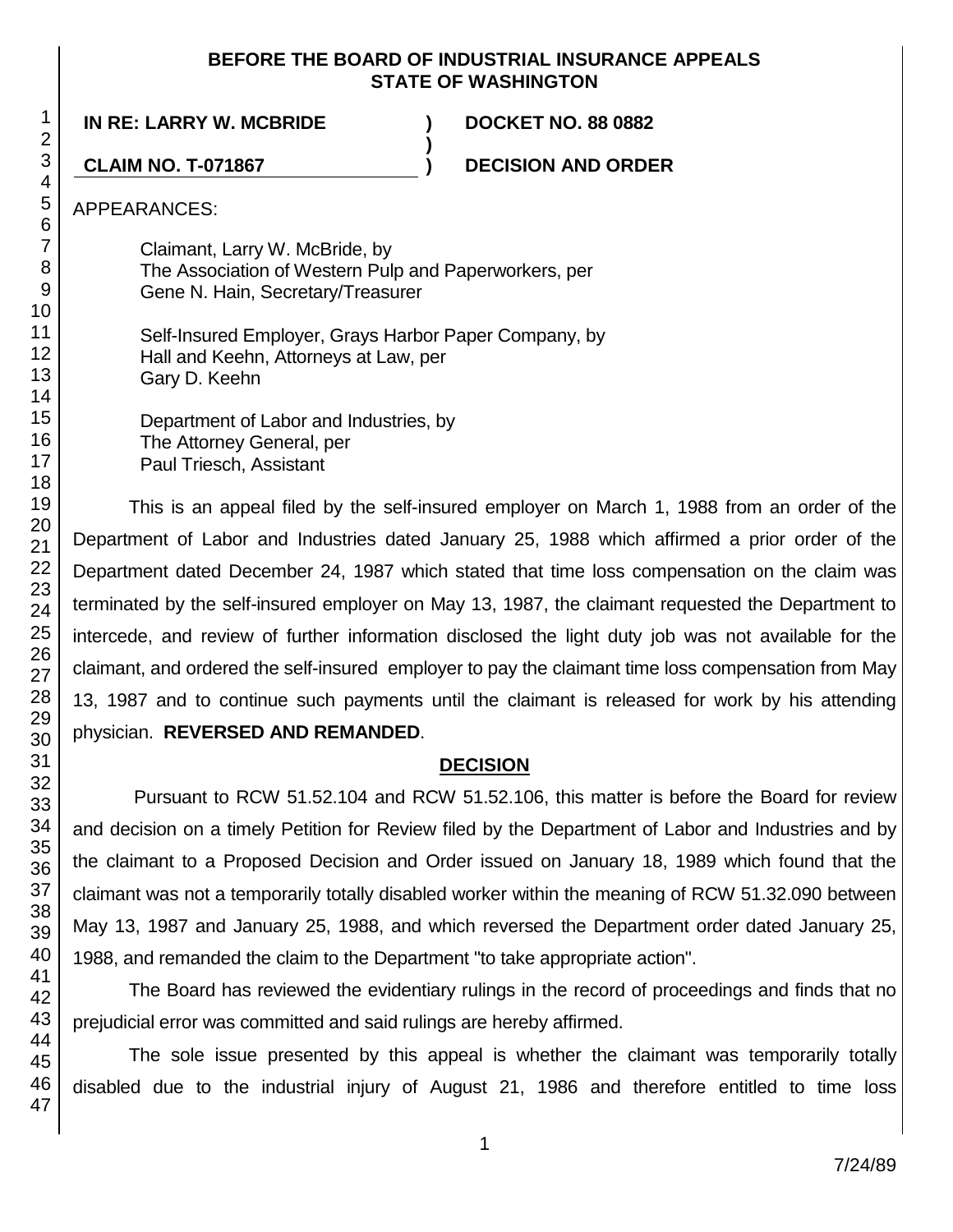**BEFORE THE BOARD OF INDUSTRIAL INSURANCE APPEALS**
**STATE OF WASHINGTON**

**IN RE: LARRY W. MCBRIDE** ) **DOCKET NO. 88 0882**
)
**CLAIM NO. T-071867** ) **DECISION AND ORDER**

APPEARANCES:

Claimant, Larry W. McBride, by
The Association of Western Pulp and Paperworkers, per
Gene N. Hain, Secretary/Treasurer

Self-Insured Employer, Grays Harbor Paper Company, by
Hall and Keehn, Attorneys at Law, per
Gary D. Keehn

Department of Labor and Industries, by
The Attorney General, per
Paul Triesch, Assistant

This is an appeal filed by the self-insured employer on March 1, 1988 from an order of the Department of Labor and Industries dated January 25, 1988 which affirmed a prior order of the Department dated December 24, 1987 which stated that time loss compensation on the claim was terminated by the self-insured employer on May 13, 1987, the claimant requested the Department to intercede, and review of further information disclosed the light duty job was not available for the claimant, and ordered the self-insured employer to pay the claimant time loss compensation from May 13, 1987 and to continue such payments until the claimant is released for work by his attending physician. **REVERSED AND REMANDED**.

## DECISION

Pursuant to RCW 51.52.104 and RCW 51.52.106, this matter is before the Board for review and decision on a timely Petition for Review filed by the Department of Labor and Industries and by the claimant to a Proposed Decision and Order issued on January 18, 1989 which found that the claimant was not a temporarily totally disabled worker within the meaning of RCW 51.32.090 between May 13, 1987 and January 25, 1988, and which reversed the Department order dated January 25, 1988, and remanded the claim to the Department "to take appropriate action".

The Board has reviewed the evidentiary rulings in the record of proceedings and finds that no prejudicial error was committed and said rulings are hereby affirmed.

The sole issue presented by this appeal is whether the claimant was temporarily totally disabled due to the industrial injury of August 21, 1986 and therefore entitled to time loss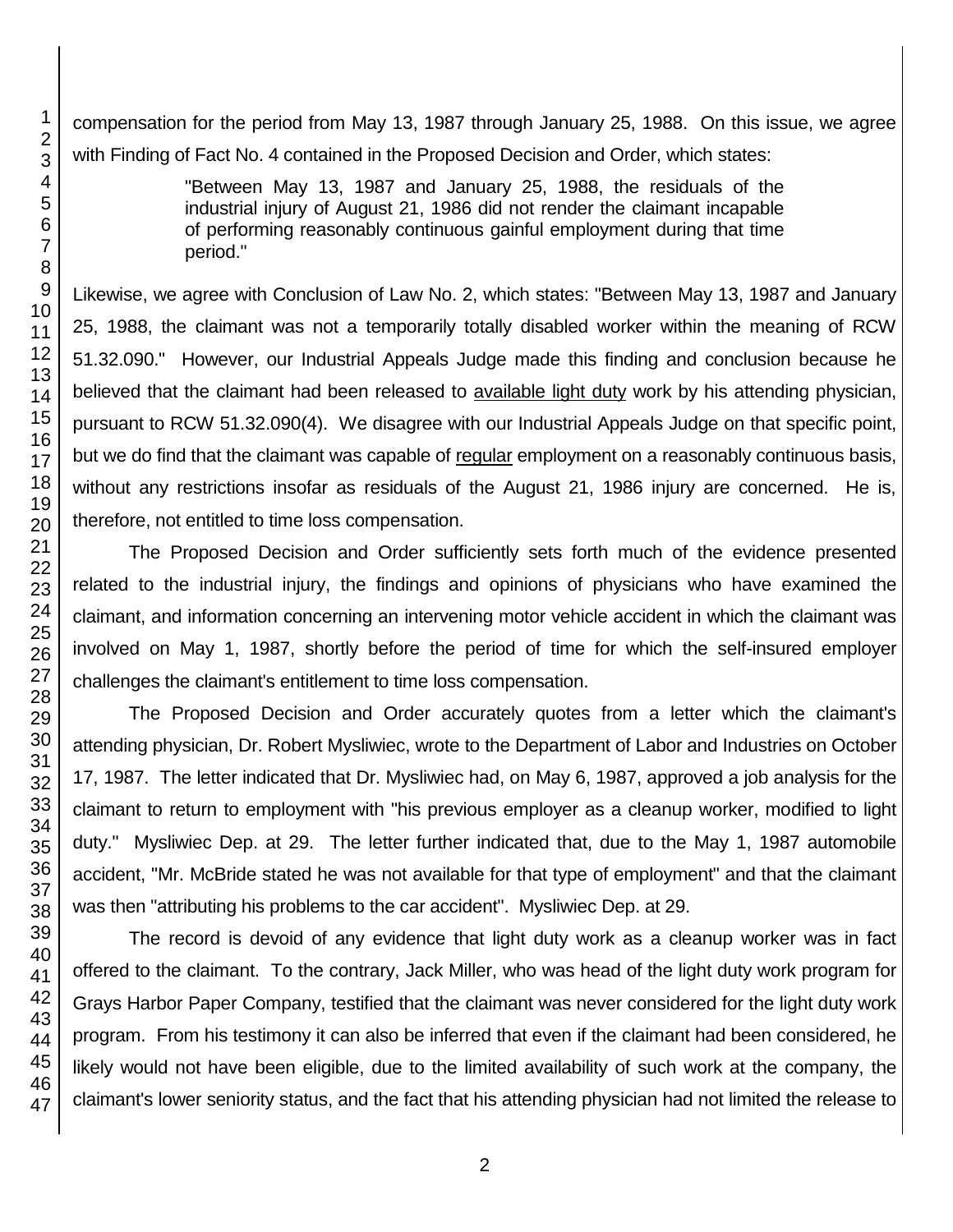compensation for the period from May 13, 1987 through January 25, 1988. On this issue, we agree with Finding of Fact No. 4 contained in the Proposed Decision and Order, which states:

> "Between May 13, 1987 and January 25, 1988, the residuals of the industrial injury of August 21, 1986 did not render the claimant incapable of performing reasonably continuous gainful employment during that time period."

Likewise, we agree with Conclusion of Law No. 2, which states: "Between May 13, 1987 and January 25, 1988, the claimant was not a temporarily totally disabled worker within the meaning of RCW 51.32.090." However, our Industrial Appeals Judge made this finding and conclusion because he believed that the claimant had been released to available light duty work by his attending physician, pursuant to RCW 51.32.090(4). We disagree with our Industrial Appeals Judge on that specific point, but we do find that the claimant was capable of regular employment on a reasonably continuous basis, without any restrictions insofar as residuals of the August 21, 1986 injury are concerned. He is, therefore, not entitled to time loss compensation.

The Proposed Decision and Order sufficiently sets forth much of the evidence presented related to the industrial injury, the findings and opinions of physicians who have examined the claimant, and information concerning an intervening motor vehicle accident in which the claimant was involved on May 1, 1987, shortly before the period of time for which the self-insured employer challenges the claimant's entitlement to time loss compensation.

The Proposed Decision and Order accurately quotes from a letter which the claimant's attending physician, Dr. Robert Mysliwiec, wrote to the Department of Labor and Industries on October 17, 1987. The letter indicated that Dr. Mysliwiec had, on May 6, 1987, approved a job analysis for the claimant to return to employment with "his previous employer as a cleanup worker, modified to light duty." Mysliwiec Dep. at 29. The letter further indicated that, due to the May 1, 1987 automobile accident, "Mr. McBride stated he was not available for that type of employment" and that the claimant was then "attributing his problems to the car accident". Mysliwiec Dep. at 29.

The record is devoid of any evidence that light duty work as a cleanup worker was in fact offered to the claimant. To the contrary, Jack Miller, who was head of the light duty work program for Grays Harbor Paper Company, testified that the claimant was never considered for the light duty work program. From his testimony it can also be inferred that even if the claimant had been considered, he likely would not have been eligible, due to the limited availability of such work at the company, the claimant's lower seniority status, and the fact that his attending physician had not limited the release to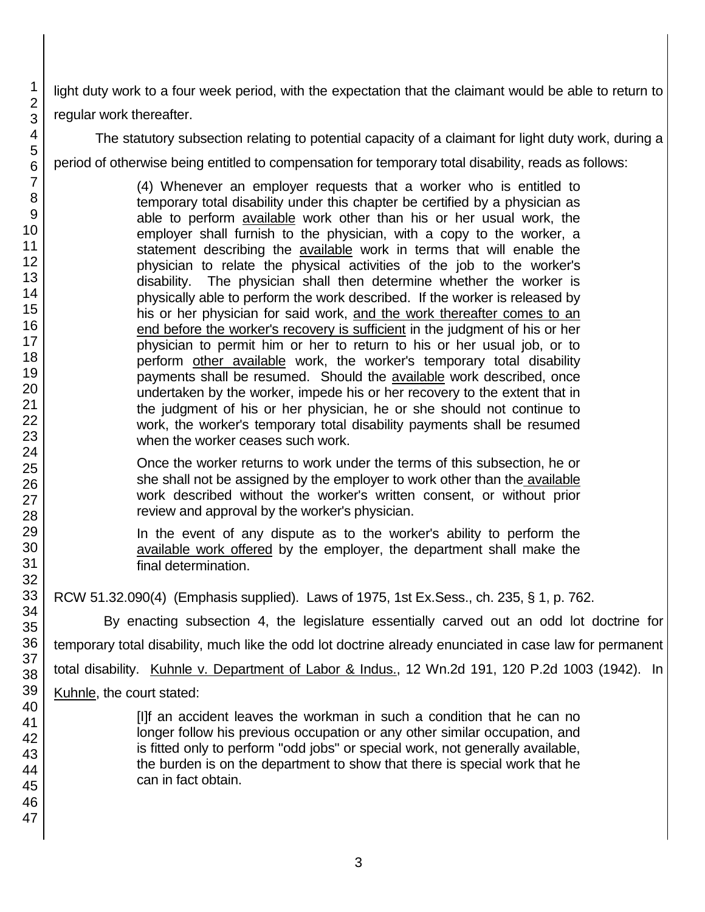light duty work to a four week period, with the expectation that the claimant would be able to return to regular work thereafter.

The statutory subsection relating to potential capacity of a claimant for light duty work, during a period of otherwise being entitled to compensation for temporary total disability, reads as follows:

> (4) Whenever an employer requests that a worker who is entitled to temporary total disability under this chapter be certified by a physician as able to perform available work other than his or her usual work, the employer shall furnish to the physician, with a copy to the worker, a statement describing the available work in terms that will enable the physician to relate the physical activities of the job to the worker's disability. The physician shall then determine whether the worker is physically able to perform the work described. If the worker is released by his or her physician for said work, and the work thereafter comes to an end before the worker's recovery is sufficient in the judgment of his or her physician to permit him or her to return to his or her usual job, or to perform other available work, the worker's temporary total disability payments shall be resumed. Should the available work described, once undertaken by the worker, impede his or her recovery to the extent that in the judgment of his or her physician, he or she should not continue to work, the worker's temporary total disability payments shall be resumed when the worker ceases such work.
>
> Once the worker returns to work under the terms of this subsection, he or she shall not be assigned by the employer to work other than the available work described without the worker's written consent, or without prior review and approval by the worker's physician.
>
> In the event of any dispute as to the worker's ability to perform the available work offered by the employer, the department shall make the final determination.

RCW 51.32.090(4) (Emphasis supplied). Laws of 1975, 1st Ex.Sess., ch. 235, § 1, p. 762.

By enacting subsection 4, the legislature essentially carved out an odd lot doctrine for temporary total disability, much like the odd lot doctrine already enunciated in case law for permanent total disability. Kuhnle v. Department of Labor & Indus., 12 Wn.2d 191, 120 P.2d 1003 (1942). In Kuhnle, the court stated:

> [I]f an accident leaves the workman in such a condition that he can no longer follow his previous occupation or any other similar occupation, and is fitted only to perform "odd jobs" or special work, not generally available, the burden is on the department to show that there is special work that he can in fact obtain.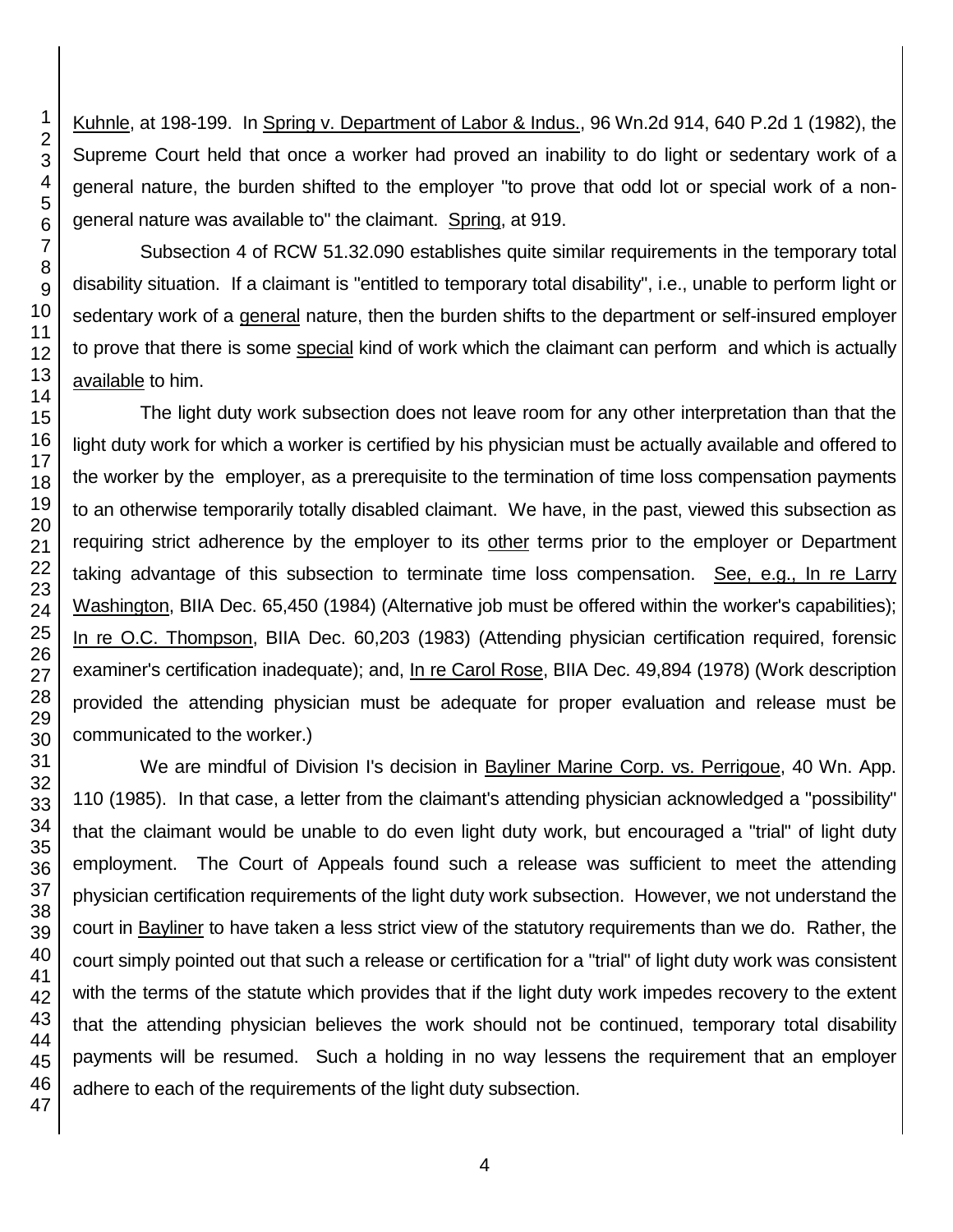Kuhnle, at 198-199. In Spring v. Department of Labor & Indus., 96 Wn.2d 914, 640 P.2d 1 (1982), the Supreme Court held that once a worker had proved an inability to do light or sedentary work of a general nature, the burden shifted to the employer "to prove that odd lot or special work of a non-general nature was available to" the claimant. Spring, at 919.

Subsection 4 of RCW 51.32.090 establishes quite similar requirements in the temporary total disability situation. If a claimant is "entitled to temporary total disability", i.e., unable to perform light or sedentary work of a general nature, then the burden shifts to the department or self-insured employer to prove that there is some special kind of work which the claimant can perform and which is actually available to him.

The light duty work subsection does not leave room for any other interpretation than that the light duty work for which a worker is certified by his physician must be actually available and offered to the worker by the employer, as a prerequisite to the termination of time loss compensation payments to an otherwise temporarily totally disabled claimant. We have, in the past, viewed this subsection as requiring strict adherence by the employer to its other terms prior to the employer or Department taking advantage of this subsection to terminate time loss compensation. See, e.g., In re Larry Washington, BIIA Dec. 65,450 (1984) (Alternative job must be offered within the worker's capabilities); In re O.C. Thompson, BIIA Dec. 60,203 (1983) (Attending physician certification required, forensic examiner's certification inadequate); and, In re Carol Rose, BIIA Dec. 49,894 (1978) (Work description provided the attending physician must be adequate for proper evaluation and release must be communicated to the worker.)

We are mindful of Division I's decision in Bayliner Marine Corp. vs. Perrigoue, 40 Wn. App. 110 (1985). In that case, a letter from the claimant's attending physician acknowledged a "possibility" that the claimant would be unable to do even light duty work, but encouraged a "trial" of light duty employment. The Court of Appeals found such a release was sufficient to meet the attending physician certification requirements of the light duty work subsection. However, we not understand the court in Bayliner to have taken a less strict view of the statutory requirements than we do. Rather, the court simply pointed out that such a release or certification for a "trial" of light duty work was consistent with the terms of the statute which provides that if the light duty work impedes recovery to the extent that the attending physician believes the work should not be continued, temporary total disability payments will be resumed. Such a holding in no way lessens the requirement that an employer adhere to each of the requirements of the light duty subsection.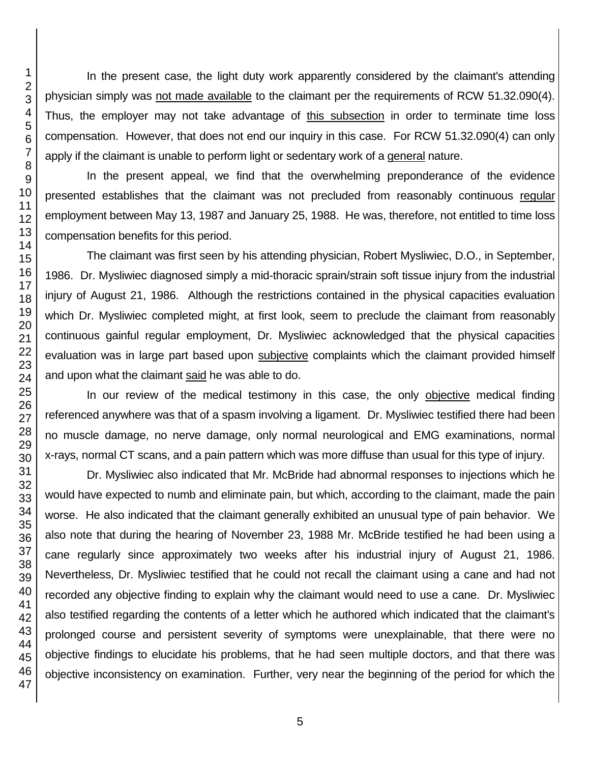In the present case, the light duty work apparently considered by the claimant's attending physician simply was <u>not made available</u> to the claimant per the requirements of RCW 51.32.090(4). Thus, the employer may not take advantage of <u>this subsection</u> in order to terminate time loss compensation. However, that does not end our inquiry in this case. For RCW 51.32.090(4) can only apply if the claimant is unable to perform light or sedentary work of a <u>general</u> nature.

In the present appeal, we find that the overwhelming preponderance of the evidence presented establishes that the claimant was not precluded from reasonably continuous <u>regular</u> employment between May 13, 1987 and January 25, 1988. He was, therefore, not entitled to time loss compensation benefits for this period.

The claimant was first seen by his attending physician, Robert Mysliwiec, D.O., in September, 1986. Dr. Mysliwiec diagnosed simply a mid-thoracic sprain/strain soft tissue injury from the industrial injury of August 21, 1986. Although the restrictions contained in the physical capacities evaluation which Dr. Mysliwiec completed might, at first look, seem to preclude the claimant from reasonably continuous gainful regular employment, Dr. Mysliwiec acknowledged that the physical capacities evaluation was in large part based upon <u>subjective</u> complaints which the claimant provided himself and upon what the claimant <u>said</u> he was able to do.

In our review of the medical testimony in this case, the only <u>objective</u> medical finding referenced anywhere was that of a spasm involving a ligament. Dr. Mysliwiec testified there had been no muscle damage, no nerve damage, only normal neurological and EMG examinations, normal x-rays, normal CT scans, and a pain pattern which was more diffuse than usual for this type of injury.

Dr. Mysliwiec also indicated that Mr. McBride had abnormal responses to injections which he would have expected to numb and eliminate pain, but which, according to the claimant, made the pain worse. He also indicated that the claimant generally exhibited an unusual type of pain behavior. We also note that during the hearing of November 23, 1988 Mr. McBride testified he had been using a cane regularly since approximately two weeks after his industrial injury of August 21, 1986. Nevertheless, Dr. Mysliwiec testified that he could not recall the claimant using a cane and had not recorded any objective finding to explain why the claimant would need to use a cane. Dr. Mysliwiec also testified regarding the contents of a letter which he authored which indicated that the claimant's prolonged course and persistent severity of symptoms were unexplainable, that there were no objective findings to elucidate his problems, that he had seen multiple doctors, and that there was objective inconsistency on examination. Further, very near the beginning of the period for which the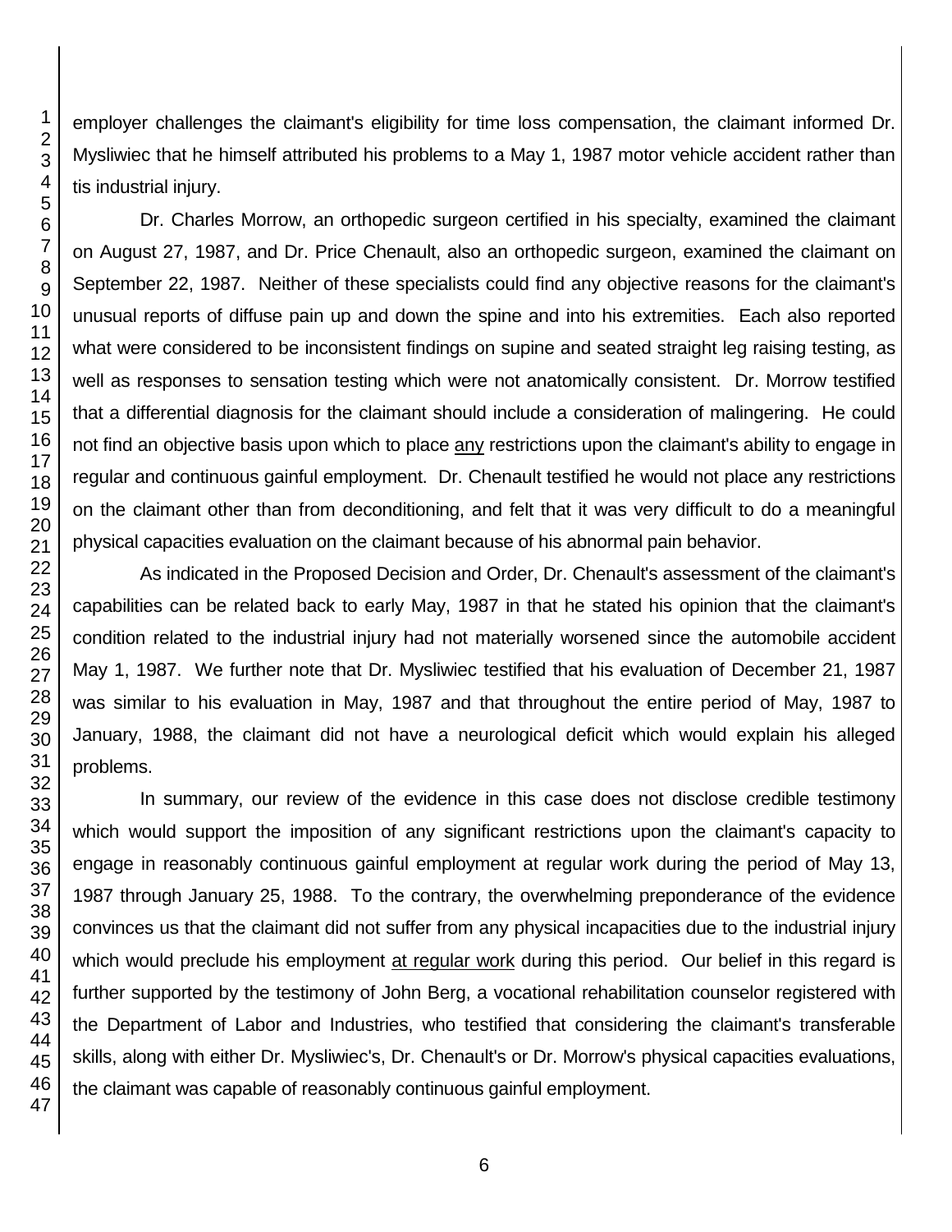employer challenges the claimant's eligibility for time loss compensation, the claimant informed Dr. Mysliwiec that he himself attributed his problems to a May 1, 1987 motor vehicle accident rather than tis industrial injury.

Dr. Charles Morrow, an orthopedic surgeon certified in his specialty, examined the claimant on August 27, 1987, and Dr. Price Chenault, also an orthopedic surgeon, examined the claimant on September 22, 1987. Neither of these specialists could find any objective reasons for the claimant's unusual reports of diffuse pain up and down the spine and into his extremities. Each also reported what were considered to be inconsistent findings on supine and seated straight leg raising testing, as well as responses to sensation testing which were not anatomically consistent. Dr. Morrow testified that a differential diagnosis for the claimant should include a consideration of malingering. He could not find an objective basis upon which to place <u>any</u> restrictions upon the claimant's ability to engage in regular and continuous gainful employment. Dr. Chenault testified he would not place any restrictions on the claimant other than from deconditioning, and felt that it was very difficult to do a meaningful physical capacities evaluation on the claimant because of his abnormal pain behavior.

As indicated in the Proposed Decision and Order, Dr. Chenault's assessment of the claimant's capabilities can be related back to early May, 1987 in that he stated his opinion that the claimant's condition related to the industrial injury had not materially worsened since the automobile accident May 1, 1987. We further note that Dr. Mysliwiec testified that his evaluation of December 21, 1987 was similar to his evaluation in May, 1987 and that throughout the entire period of May, 1987 to January, 1988, the claimant did not have a neurological deficit which would explain his alleged problems.

In summary, our review of the evidence in this case does not disclose credible testimony which would support the imposition of any significant restrictions upon the claimant's capacity to engage in reasonably continuous gainful employment at regular work during the period of May 13, 1987 through January 25, 1988. To the contrary, the overwhelming preponderance of the evidence convinces us that the claimant did not suffer from any physical incapacities due to the industrial injury which would preclude his employment <u>at regular work</u> during this period. Our belief in this regard is further supported by the testimony of John Berg, a vocational rehabilitation counselor registered with the Department of Labor and Industries, who testified that considering the claimant's transferable skills, along with either Dr. Mysliwiec's, Dr. Chenault's or Dr. Morrow's physical capacities evaluations, the claimant was capable of reasonably continuous gainful employment.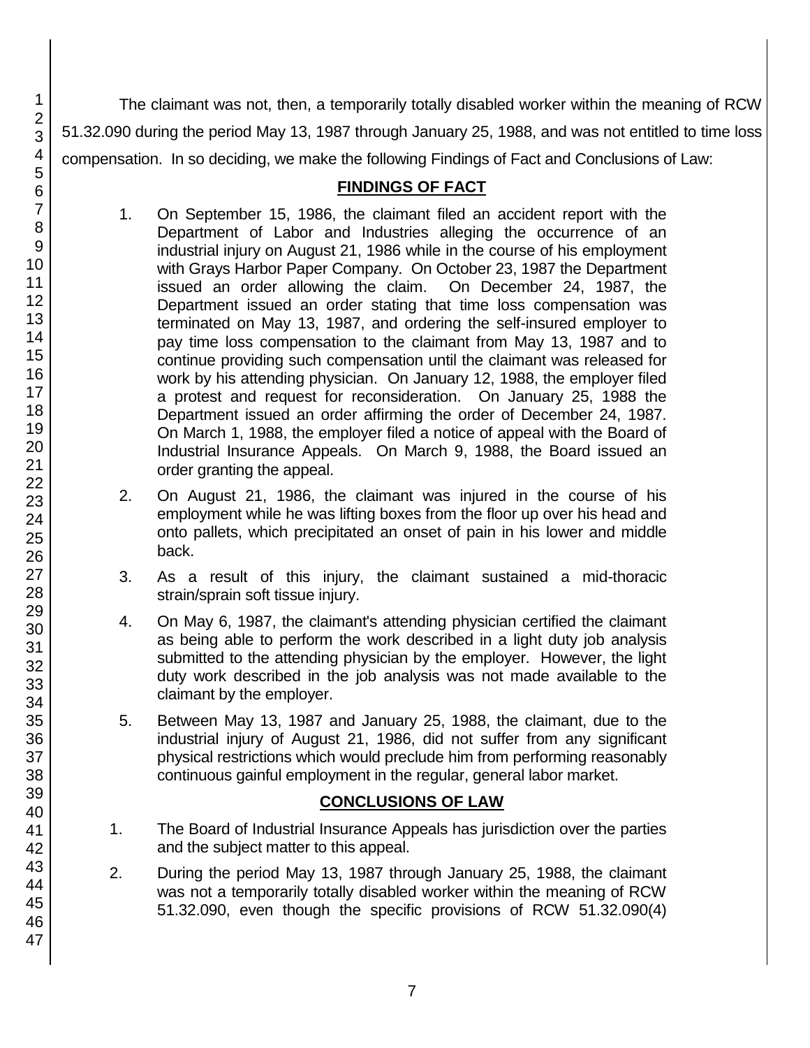The claimant was not, then, a temporarily totally disabled worker within the meaning of RCW 51.32.090 during the period May 13, 1987 through January 25, 1988, and was not entitled to time loss compensation. In so deciding, we make the following Findings of Fact and Conclusions of Law:

## FINDINGS OF FACT

1. On September 15, 1986, the claimant filed an accident report with the Department of Labor and Industries alleging the occurrence of an industrial injury on August 21, 1986 while in the course of his employment with Grays Harbor Paper Company. On October 23, 1987 the Department issued an order allowing the claim. On December 24, 1987, the Department issued an order stating that time loss compensation was terminated on May 13, 1987, and ordering the self-insured employer to pay time loss compensation to the claimant from May 13, 1987 and to continue providing such compensation until the claimant was released for work by his attending physician. On January 12, 1988, the employer filed a protest and request for reconsideration. On January 25, 1988 the Department issued an order affirming the order of December 24, 1987. On March 1, 1988, the employer filed a notice of appeal with the Board of Industrial Insurance Appeals. On March 9, 1988, the Board issued an order granting the appeal.

2. On August 21, 1986, the claimant was injured in the course of his employment while he was lifting boxes from the floor up over his head and onto pallets, which precipitated an onset of pain in his lower and middle back.

3. As a result of this injury, the claimant sustained a mid-thoracic strain/sprain soft tissue injury.

4. On May 6, 1987, the claimant's attending physician certified the claimant as being able to perform the work described in a light duty job analysis submitted to the attending physician by the employer. However, the light duty work described in the job analysis was not made available to the claimant by the employer.

5. Between May 13, 1987 and January 25, 1988, the claimant, due to the industrial injury of August 21, 1986, did not suffer from any significant physical restrictions which would preclude him from performing reasonably continuous gainful employment in the regular, general labor market.

## CONCLUSIONS OF LAW

1. The Board of Industrial Insurance Appeals has jurisdiction over the parties and the subject matter to this appeal.

2. During the period May 13, 1987 through January 25, 1988, the claimant was not a temporarily totally disabled worker within the meaning of RCW 51.32.090, even though the specific provisions of RCW 51.32.090(4)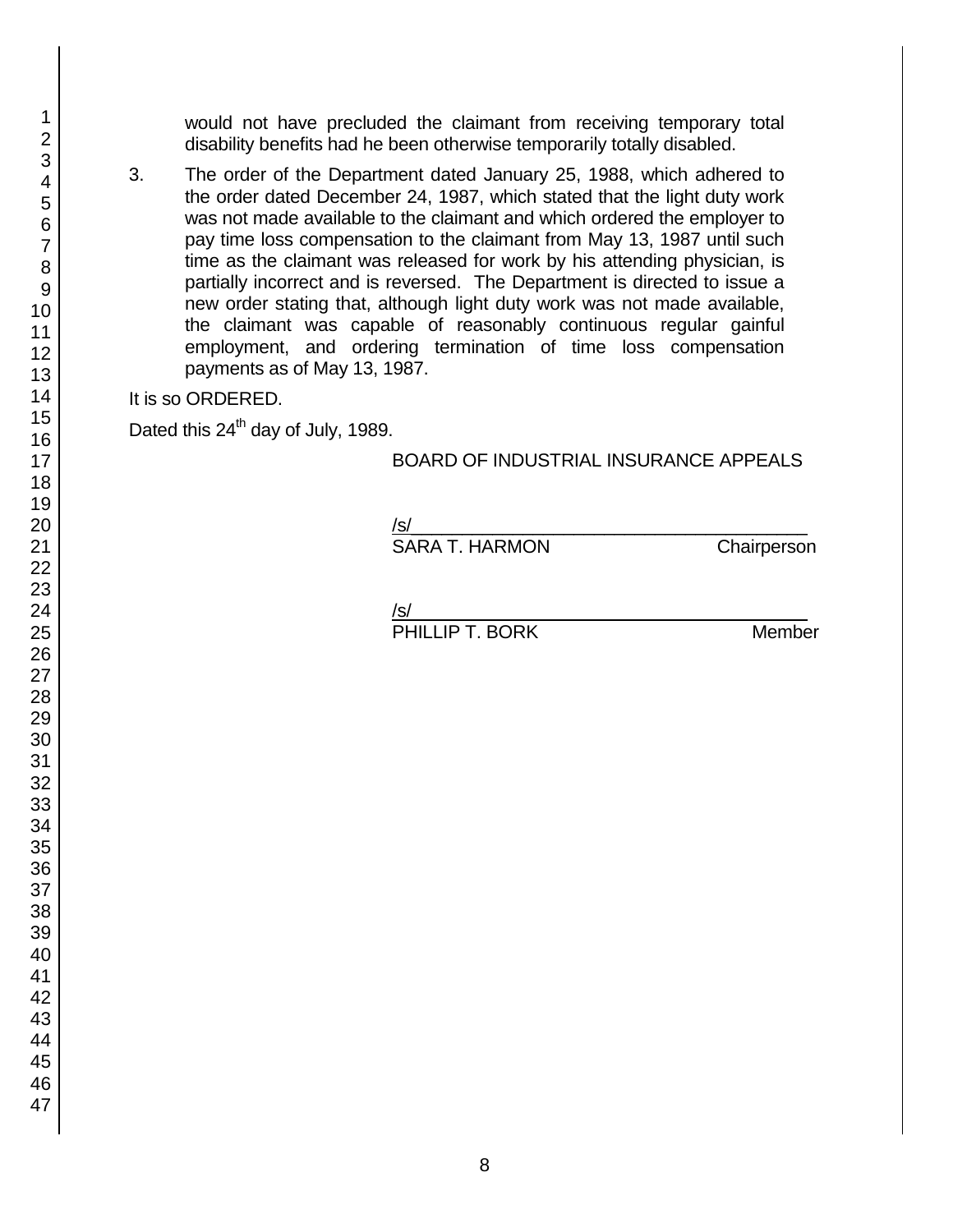would not have precluded the claimant from receiving temporary total disability benefits had he been otherwise temporarily totally disabled.

3. The order of the Department dated January 25, 1988, which adhered to the order dated December 24, 1987, which stated that the light duty work was not made available to the claimant and which ordered the employer to pay time loss compensation to the claimant from May 13, 1987 until such time as the claimant was released for work by his attending physician, is partially incorrect and is reversed. The Department is directed to issue a new order stating that, although light duty work was not made available, the claimant was capable of reasonably continuous regular gainful employment, and ordering termination of time loss compensation payments as of May 13, 1987.

It is so ORDERED.

Dated this 24th day of July, 1989.

BOARD OF INDUSTRIAL INSURANCE APPEALS

/s/
SARA T. HARMON Chairperson

/s/
PHILLIP T. BORK Member